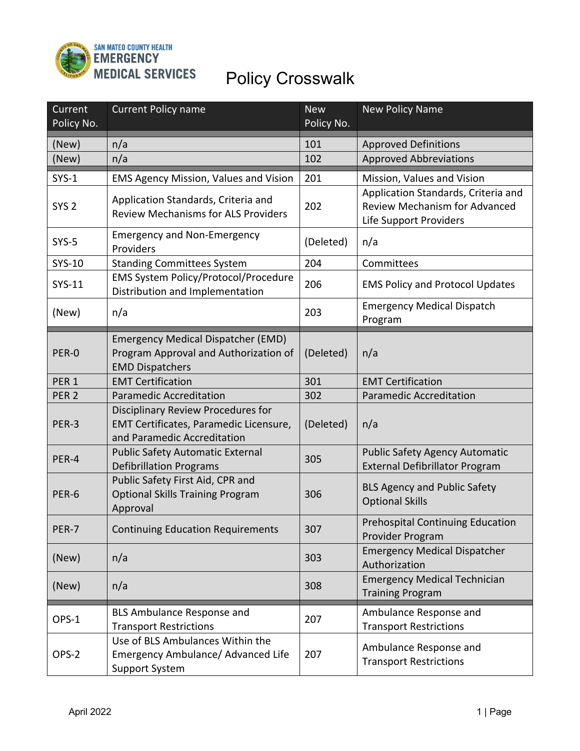SAN MATEO COUNTY HEALTH
EMERGENCY MEDICAL SERVICES

# Policy Crosswalk

| Current Policy No. | Current Policy name | New Policy No. | New Policy Name |
|---|---|---|---|
| (New) | n/a | 101 | Approved Definitions |
| (New) | n/a | 102 | Approved Abbreviations |
| SYS-1 | EMS Agency Mission, Values and Vision | 201 | Mission, Values and Vision |
| SYS 2 | Application Standards, Criteria and Review Mechanisms for ALS Providers | 202 | Application Standards, Criteria and Review Mechanism for Advanced Life Support Providers |
| SYS-5 | Emergency and Non-Emergency Providers | (Deleted) | n/a |
| SYS-10 | Standing Committees System | 204 | Committees |
| SYS-11 | EMS System Policy/Protocol/Procedure Distribution and Implementation | 206 | EMS Policy and Protocol Updates |
| (New) | n/a | 203 | Emergency Medical Dispatch Program |
| PER-0 | Emergency Medical Dispatcher (EMD) Program Approval and Authorization of EMD Dispatchers | (Deleted) | n/a |
| PER 1 | EMT Certification | 301 | EMT Certification |
| PER 2 | Paramedic Accreditation | 302 | Paramedic Accreditation |
| PER-3 | Disciplinary Review Procedures for EMT Certificates, Paramedic Licensure, and Paramedic Accreditation | (Deleted) | n/a |
| PER-4 | Public Safety Automatic External Defibrillation Programs | 305 | Public Safety Agency Automatic External Defibrillator Program |
| PER-6 | Public Safety First Aid, CPR and Optional Skills Training Program Approval | 306 | BLS Agency and Public Safety Optional Skills |
| PER-7 | Continuing Education Requirements | 307 | Prehospital Continuing Education Provider Program |
| (New) | n/a | 303 | Emergency Medical Dispatcher Authorization |
| (New) | n/a | 308 | Emergency Medical Technician Training Program |
| OPS-1 | BLS Ambulance Response and Transport Restrictions | 207 | Ambulance Response and Transport Restrictions |
| OPS-2 | Use of BLS Ambulances Within the Emergency Ambulance/ Advanced Life Support System | 207 | Ambulance Response and Transport Restrictions |

April 2022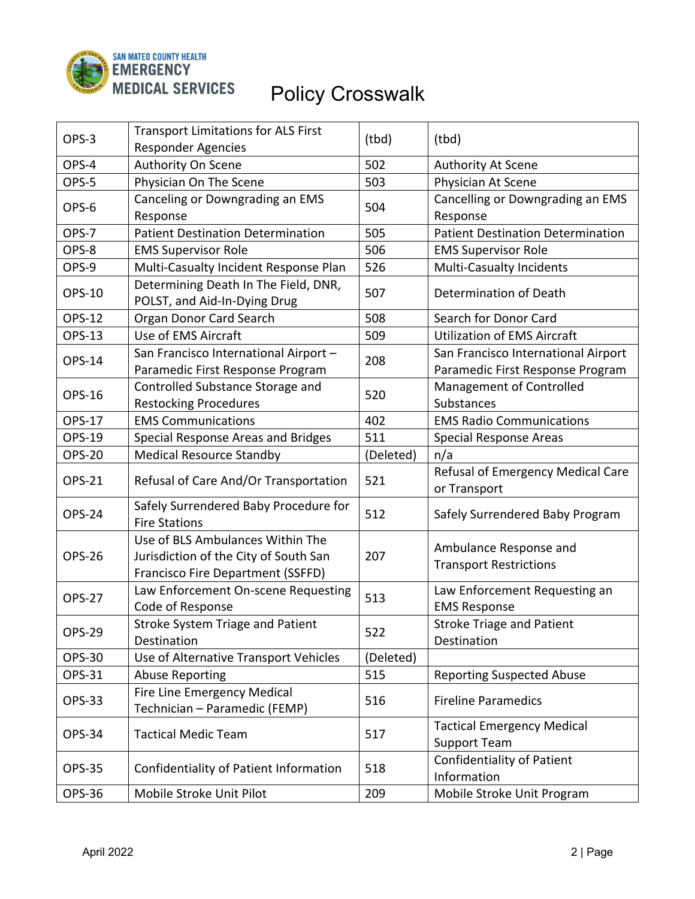# Policy Crosswalk

| | | | |
|---|---|---|---|
| OPS-3 | Transport Limitations for ALS First Responder Agencies | (tbd) | (tbd) |
| OPS-4 | Authority On Scene | 502 | Authority At Scene |
| OPS-5 | Physician On The Scene | 503 | Physician At Scene |
| OPS-6 | Canceling or Downgrading an EMS Response | 504 | Cancelling or Downgrading an EMS Response |
| OPS-7 | Patient Destination Determination | 505 | Patient Destination Determination |
| OPS-8 | EMS Supervisor Role | 506 | EMS Supervisor Role |
| OPS-9 | Multi-Casualty Incident Response Plan | 526 | Multi-Casualty Incidents |
| OPS-10 | Determining Death In The Field, DNR, POLST, and Aid-In-Dying Drug | 507 | Determination of Death |
| OPS-12 | Organ Donor Card Search | 508 | Search for Donor Card |
| OPS-13 | Use of EMS Aircraft | 509 | Utilization of EMS Aircraft |
| OPS-14 | San Francisco International Airport – Paramedic First Response Program | 208 | San Francisco International Airport Paramedic First Response Program |
| OPS-16 | Controlled Substance Storage and Restocking Procedures | 520 | Management of Controlled Substances |
| OPS-17 | EMS Communications | 402 | EMS Radio Communications |
| OPS-19 | Special Response Areas and Bridges | 511 | Special Response Areas |
| OPS-20 | Medical Resource Standby | (Deleted) | n/a |
| OPS-21 | Refusal of Care And/Or Transportation | 521 | Refusal of Emergency Medical Care or Transport |
| OPS-24 | Safely Surrendered Baby Procedure for Fire Stations | 512 | Safely Surrendered Baby Program |
| OPS-26 | Use of BLS Ambulances Within The Jurisdiction of the City of South San Francisco Fire Department (SSFFD) | 207 | Ambulance Response and Transport Restrictions |
| OPS-27 | Law Enforcement On-scene Requesting Code of Response | 513 | Law Enforcement Requesting an EMS Response |
| OPS-29 | Stroke System Triage and Patient Destination | 522 | Stroke Triage and Patient Destination |
| OPS-30 | Use of Alternative Transport Vehicles | (Deleted) | |
| OPS-31 | Abuse Reporting | 515 | Reporting Suspected Abuse |
| OPS-33 | Fire Line Emergency Medical Technician – Paramedic (FEMP) | 516 | Fireline Paramedics |
| OPS-34 | Tactical Medic Team | 517 | Tactical Emergency Medical Support Team |
| OPS-35 | Confidentiality of Patient Information | 518 | Confidentiality of Patient Information |
| OPS-36 | Mobile Stroke Unit Pilot | 209 | Mobile Stroke Unit Program |

April 2022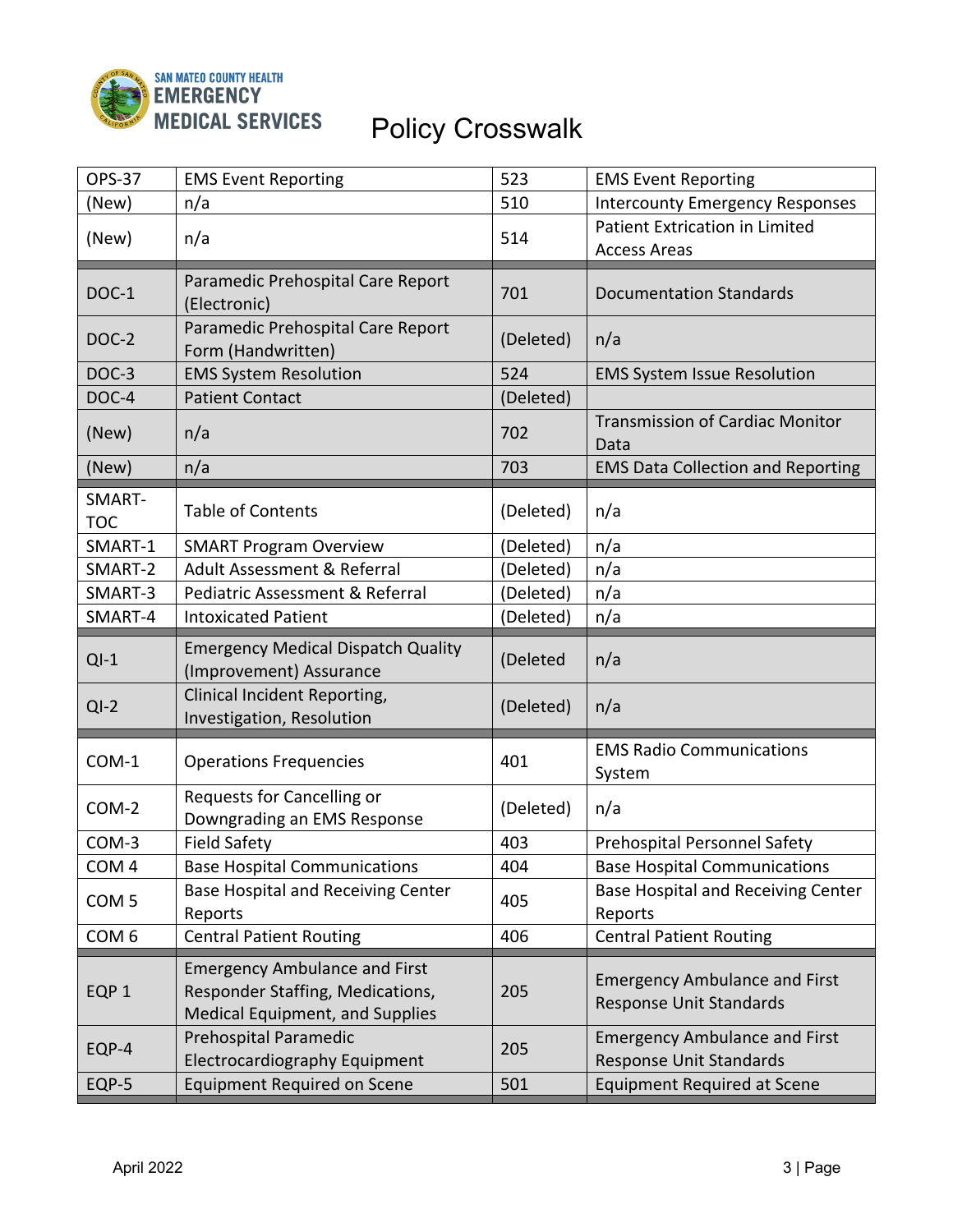# Policy Crosswalk

| | | | |
|---|---|---|---|
| OPS-37 | EMS Event Reporting | 523 | EMS Event Reporting |
| (New) | n/a | 510 | Intercounty Emergency Responses |
| (New) | n/a | 514 | Patient Extrication in Limited Access Areas |
| DOC-1 | Paramedic Prehospital Care Report (Electronic) | 701 | Documentation Standards |
| DOC-2 | Paramedic Prehospital Care Report Form (Handwritten) | (Deleted) | n/a |
| DOC-3 | EMS System Resolution | 524 | EMS System Issue Resolution |
| DOC-4 | Patient Contact | (Deleted) | |
| (New) | n/a | 702 | Transmission of Cardiac Monitor Data |
| (New) | n/a | 703 | EMS Data Collection and Reporting |
| SMART-TOC | Table of Contents | (Deleted) | n/a |
| SMART-1 | SMART Program Overview | (Deleted) | n/a |
| SMART-2 | Adult Assessment & Referral | (Deleted) | n/a |
| SMART-3 | Pediatric Assessment & Referral | (Deleted) | n/a |
| SMART-4 | Intoxicated Patient | (Deleted) | n/a |
| QI-1 | Emergency Medical Dispatch Quality (Improvement) Assurance | (Deleted | n/a |
| QI-2 | Clinical Incident Reporting, Investigation, Resolution | (Deleted) | n/a |
| COM-1 | Operations Frequencies | 401 | EMS Radio Communications System |
| COM-2 | Requests for Cancelling or Downgrading an EMS Response | (Deleted) | n/a |
| COM-3 | Field Safety | 403 | Prehospital Personnel Safety |
| COM 4 | Base Hospital Communications | 404 | Base Hospital Communications |
| COM 5 | Base Hospital and Receiving Center Reports | 405 | Base Hospital and Receiving Center Reports |
| COM 6 | Central Patient Routing | 406 | Central Patient Routing |
| EQP 1 | Emergency Ambulance and First Responder Staffing, Medications, Medical Equipment, and Supplies | 205 | Emergency Ambulance and First Response Unit Standards |
| EQP-4 | Prehospital Paramedic Electrocardiography Equipment | 205 | Emergency Ambulance and First Response Unit Standards |
| EQP-5 | Equipment Required on Scene | 501 | Equipment Required at Scene |

April 2022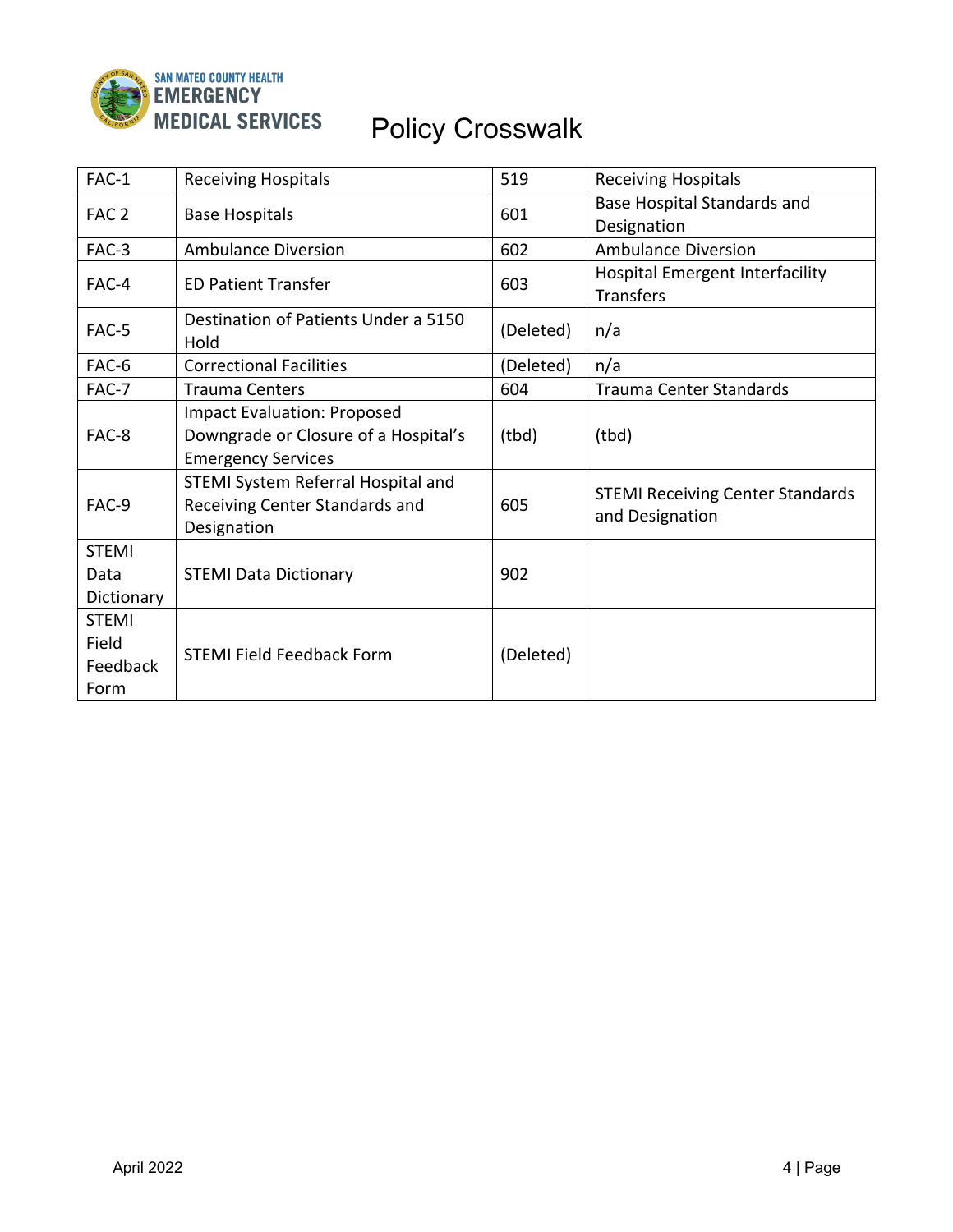# Policy Crosswalk

| | | | |
|---|---|---|---|
| FAC-1 | Receiving Hospitals | 519 | Receiving Hospitals |
| FAC 2 | Base Hospitals | 601 | Base Hospital Standards and Designation |
| FAC-3 | Ambulance Diversion | 602 | Ambulance Diversion |
| FAC-4 | ED Patient Transfer | 603 | Hospital Emergent Interfacility Transfers |
| FAC-5 | Destination of Patients Under a 5150 Hold | (Deleted) | n/a |
| FAC-6 | Correctional Facilities | (Deleted) | n/a |
| FAC-7 | Trauma Centers | 604 | Trauma Center Standards |
| FAC-8 | Impact Evaluation: Proposed Downgrade or Closure of a Hospital's Emergency Services | (tbd) | (tbd) |
| FAC-9 | STEMI System Referral Hospital and Receiving Center Standards and Designation | 605 | STEMI Receiving Center Standards and Designation |
| STEMI Data Dictionary | STEMI Data Dictionary | 902 | |
| STEMI Field Feedback Form | STEMI Field Feedback Form | (Deleted) | |

April 2022